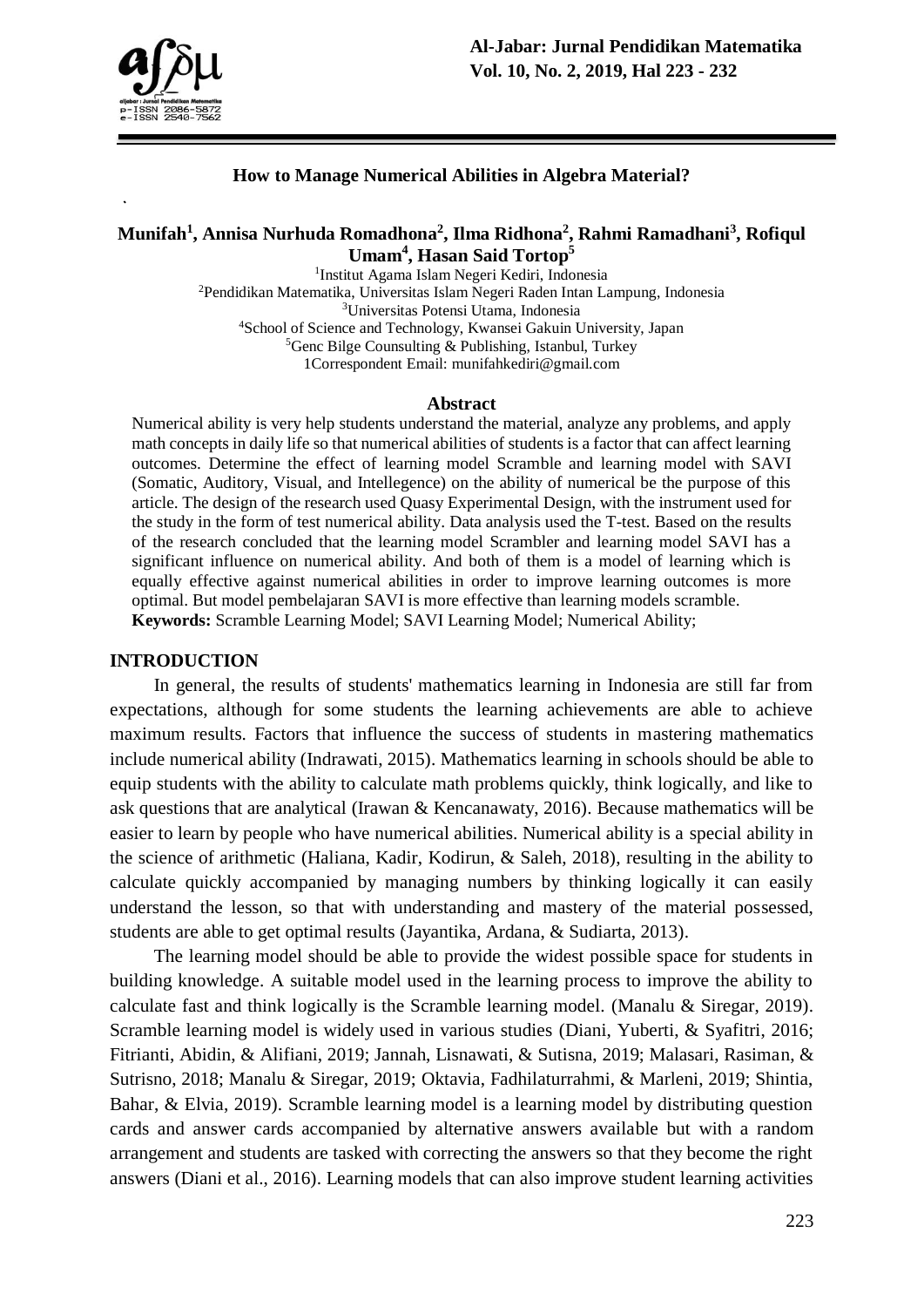# How to Manage Numerical Abilities in Algebra Material?

**Munifah[1], Annisa Nurhuda Romadhona[2], Ilma Ridhona[2], Rahmi Ramadhani[3], Rofiqul Umam[4], Hasan Said Tortop[5]**

[1]Institut Agama Islam Negeri Kediri, Indonesia
[2]Pendidikan Matematika, Universitas Islam Negeri Raden Intan Lampung, Indonesia
[3]Universitas Potensi Utama, Indonesia
[4]School of Science and Technology, Kwansei Gakuin University, Japan
[5]Genc Bilge Counsulting & Publishing, Istanbul, Turkey
1Correspondent Email: munifahkediri@gmail.com

## Abstract

Numerical ability is very help students understand the material, analyze any problems, and apply math concepts in daily life so that numerical abilities of students is a factor that can affect learning outcomes. Determine the effect of learning model Scramble and learning model with SAVI (Somatic, Auditory, Visual, and Intellegence) on the ability of numerical be the purpose of this article. The design of the research used Quasy Experimental Design, with the instrument used for the study in the form of test numerical ability. Data analysis used the T-test. Based on the results of the research concluded that the learning model Scrambler and learning model SAVI has a significant influence on numerical ability. And both of them is a model of learning which is equally effective against numerical abilities in order to improve learning outcomes is more optimal. But model pembelajaran SAVI is more effective than learning models scramble.

**Keywords:** Scramble Learning Model; SAVI Learning Model; Numerical Ability;

## INTRODUCTION

In general, the results of students' mathematics learning in Indonesia are still far from expectations, although for some students the learning achievements are able to achieve maximum results. Factors that influence the success of students in mastering mathematics include numerical ability (Indrawati, 2015). Mathematics learning in schools should be able to equip students with the ability to calculate math problems quickly, think logically, and like to ask questions that are analytical (Irawan & Kencanawaty, 2016). Because mathematics will be easier to learn by people who have numerical abilities. Numerical ability is a special ability in the science of arithmetic (Haliana, Kadir, Kodirun, & Saleh, 2018), resulting in the ability to calculate quickly accompanied by managing numbers by thinking logically it can easily understand the lesson, so that with understanding and mastery of the material possessed, students are able to get optimal results (Jayantika, Ardana, & Sudiarta, 2013).

The learning model should be able to provide the widest possible space for students in building knowledge. A suitable model used in the learning process to improve the ability to calculate fast and think logically is the Scramble learning model. (Manalu & Siregar, 2019). Scramble learning model is widely used in various studies (Diani, Yuberti, & Syafitri, 2016; Fitrianti, Abidin, & Alifiani, 2019; Jannah, Lisnawati, & Sutisna, 2019; Malasari, Rasiman, & Sutrisno, 2018; Manalu & Siregar, 2019; Oktavia, Fadhilaturrahmi, & Marleni, 2019; Shintia, Bahar, & Elvia, 2019). Scramble learning model is a learning model by distributing question cards and answer cards accompanied by alternative answers available but with a random arrangement and students are tasked with correcting the answers so that they become the right answers (Diani et al., 2016). Learning models that can also improve student learning activities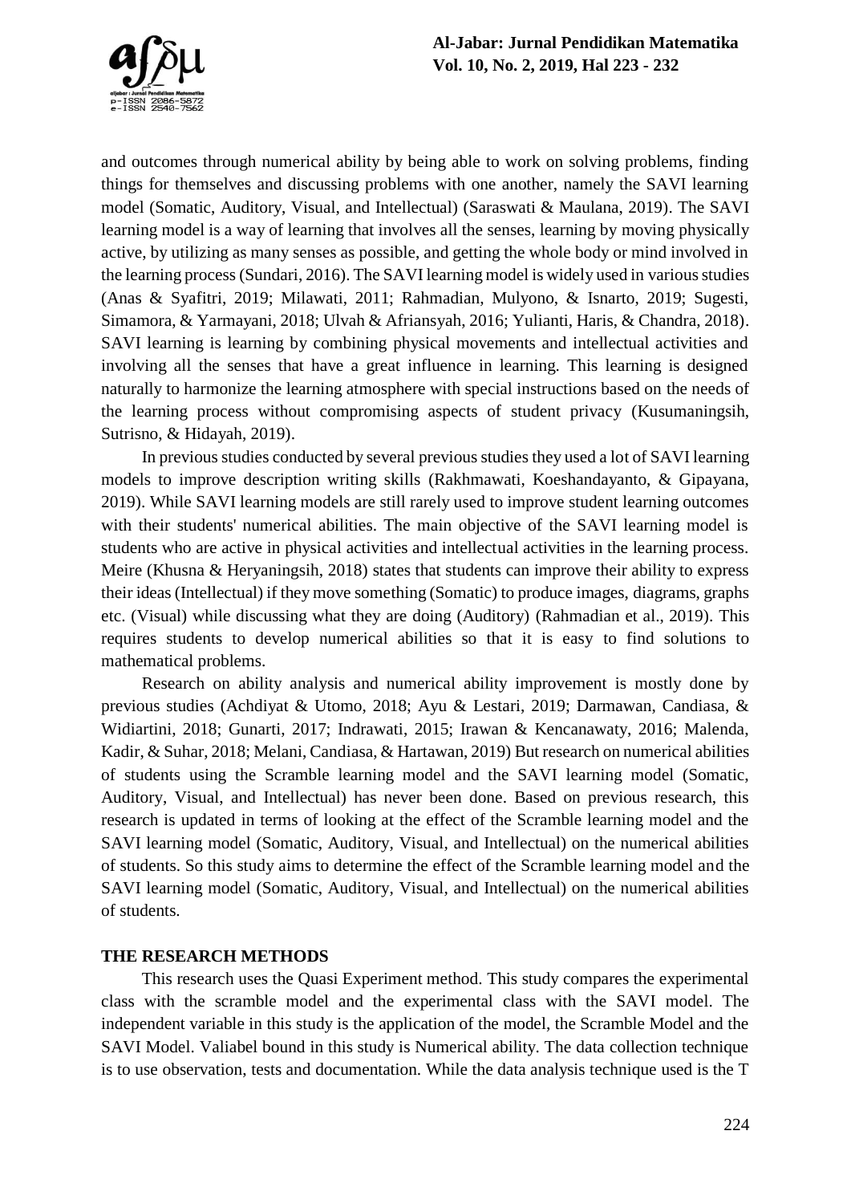and outcomes through numerical ability by being able to work on solving problems, finding things for themselves and discussing problems with one another, namely the SAVI learning model (Somatic, Auditory, Visual, and Intellectual) (Saraswati & Maulana, 2019). The SAVI learning model is a way of learning that involves all the senses, learning by moving physically active, by utilizing as many senses as possible, and getting the whole body or mind involved in the learning process (Sundari, 2016). The SAVI learning model is widely used in various studies (Anas & Syafitri, 2019; Milawati, 2011; Rahmadian, Mulyono, & Isnarto, 2019; Sugesti, Simamora, & Yarmayani, 2018; Ulvah & Afriansyah, 2016; Yulianti, Haris, & Chandra, 2018). SAVI learning is learning by combining physical movements and intellectual activities and involving all the senses that have a great influence in learning. This learning is designed naturally to harmonize the learning atmosphere with special instructions based on the needs of the learning process without compromising aspects of student privacy (Kusumaningsih, Sutrisno, & Hidayah, 2019).

In previous studies conducted by several previous studies they used a lot of SAVI learning models to improve description writing skills (Rakhmawati, Koeshandayanto, & Gipayana, 2019). While SAVI learning models are still rarely used to improve student learning outcomes with their students' numerical abilities. The main objective of the SAVI learning model is students who are active in physical activities and intellectual activities in the learning process. Meire (Khusna & Heryaningsih, 2018) states that students can improve their ability to express their ideas (Intellectual) if they move something (Somatic) to produce images, diagrams, graphs etc. (Visual) while discussing what they are doing (Auditory) (Rahmadian et al., 2019). This requires students to develop numerical abilities so that it is easy to find solutions to mathematical problems.

Research on ability analysis and numerical ability improvement is mostly done by previous studies (Achdiyat & Utomo, 2018; Ayu & Lestari, 2019; Darmawan, Candiasa, & Widiartini, 2018; Gunarti, 2017; Indrawati, 2015; Irawan & Kencanawaty, 2016; Malenda, Kadir, & Suhar, 2018; Melani, Candiasa, & Hartawan, 2019) But research on numerical abilities of students using the Scramble learning model and the SAVI learning model (Somatic, Auditory, Visual, and Intellectual) has never been done. Based on previous research, this research is updated in terms of looking at the effect of the Scramble learning model and the SAVI learning model (Somatic, Auditory, Visual, and Intellectual) on the numerical abilities of students. So this study aims to determine the effect of the Scramble learning model and the SAVI learning model (Somatic, Auditory, Visual, and Intellectual) on the numerical abilities of students.

## THE RESEARCH METHODS

This research uses the Quasi Experiment method. This study compares the experimental class with the scramble model and the experimental class with the SAVI model. The independent variable in this study is the application of the model, the Scramble Model and the SAVI Model. Valiabel bound in this study is Numerical ability. The data collection technique is to use observation, tests and documentation. While the data analysis technique used is the T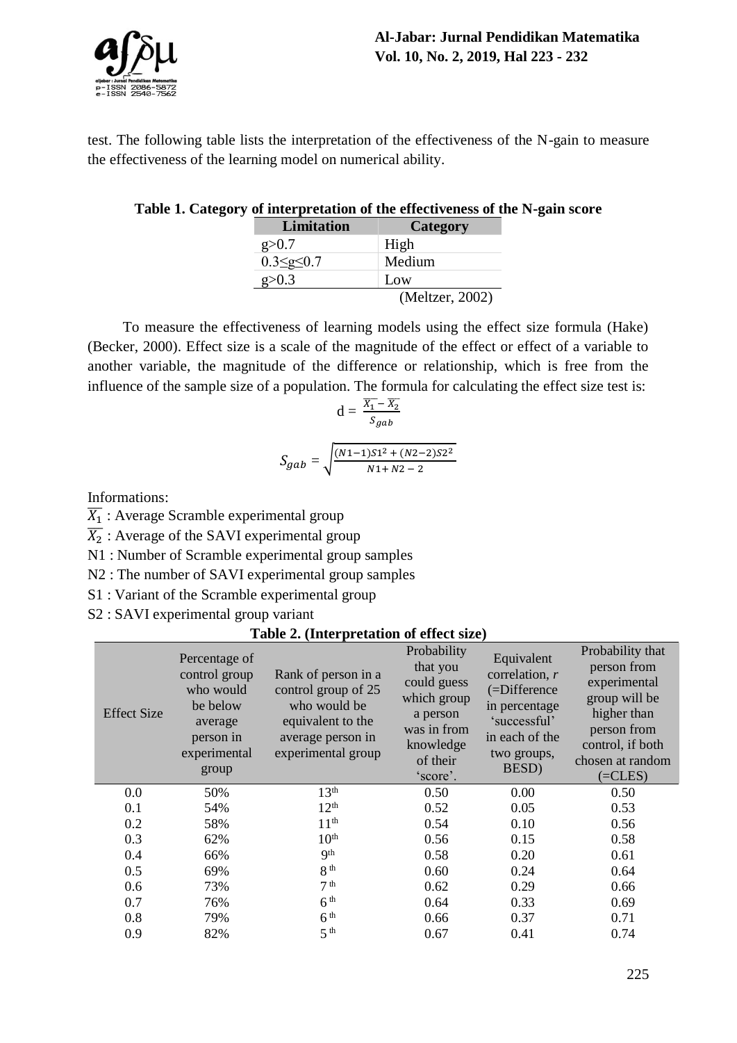test. The following table lists the interpretation of the effectiveness of the N-gain to measure the effectiveness of the learning model on numerical ability.

**Table 1. Category of interpretation of the effectiveness of the N-gain score**

| Limitation | Category |
|---|---|
| g>0.7 | High |
| 0.3≤g≤0.7 | Medium |
| g>0.3 | Low |

(Meltzer, 2002)

To measure the effectiveness of learning models using the effect size formula (Hake) (Becker, 2000). Effect size is a scale of the magnitude of the effect or effect of a variable to another variable, the magnitude of the difference or relationship, which is free from the influence of the sample size of a population. The formula for calculating the effect size test is:

$$d = \frac{\overline{X_1} - \overline{X_2}}{S_{gab}}$$

$$S_{gab} = \sqrt{\frac{(N1-1)S1^2 + (N2-2)S2^2}{N1 + N2 - 2}}$$

Informations:

$\overline{X_1}$ : Average Scramble experimental group

$\overline{X_2}$ : Average of the SAVI experimental group

N1 : Number of Scramble experimental group samples

N2 : The number of SAVI experimental group samples

S1 : Variant of the Scramble experimental group

S2 : SAVI experimental group variant

**Table 2. (Interpretation of effect size)**

| Effect Size | Percentage of control group who would be below average person in experimental group | Rank of person in a control group of 25 who would be equivalent to the average person in experimental group | Probability that you could guess which group a person was in from knowledge of their 'score'. | Equivalent correlation, *r* (=Difference in percentage 'successful' in each of the two groups, BESD) | Probability that person from experimental group will be higher than person from control, if both chosen at random (=CLES) |
|---|---|---|---|---|---|
| 0.0 | 50% | 13th | 0.50 | 0.00 | 0.50 |
| 0.1 | 54% | 12th | 0.52 | 0.05 | 0.53 |
| 0.2 | 58% | 11th | 0.54 | 0.10 | 0.56 |
| 0.3 | 62% | 10th | 0.56 | 0.15 | 0.58 |
| 0.4 | 66% | 9th | 0.58 | 0.20 | 0.61 |
| 0.5 | 69% | 8th | 0.60 | 0.24 | 0.64 |
| 0.6 | 73% | 7th | 0.62 | 0.29 | 0.66 |
| 0.7 | 76% | 6th | 0.64 | 0.33 | 0.69 |
| 0.8 | 79% | 6th | 0.66 | 0.37 | 0.71 |
| 0.9 | 82% | 5th | 0.67 | 0.41 | 0.74 |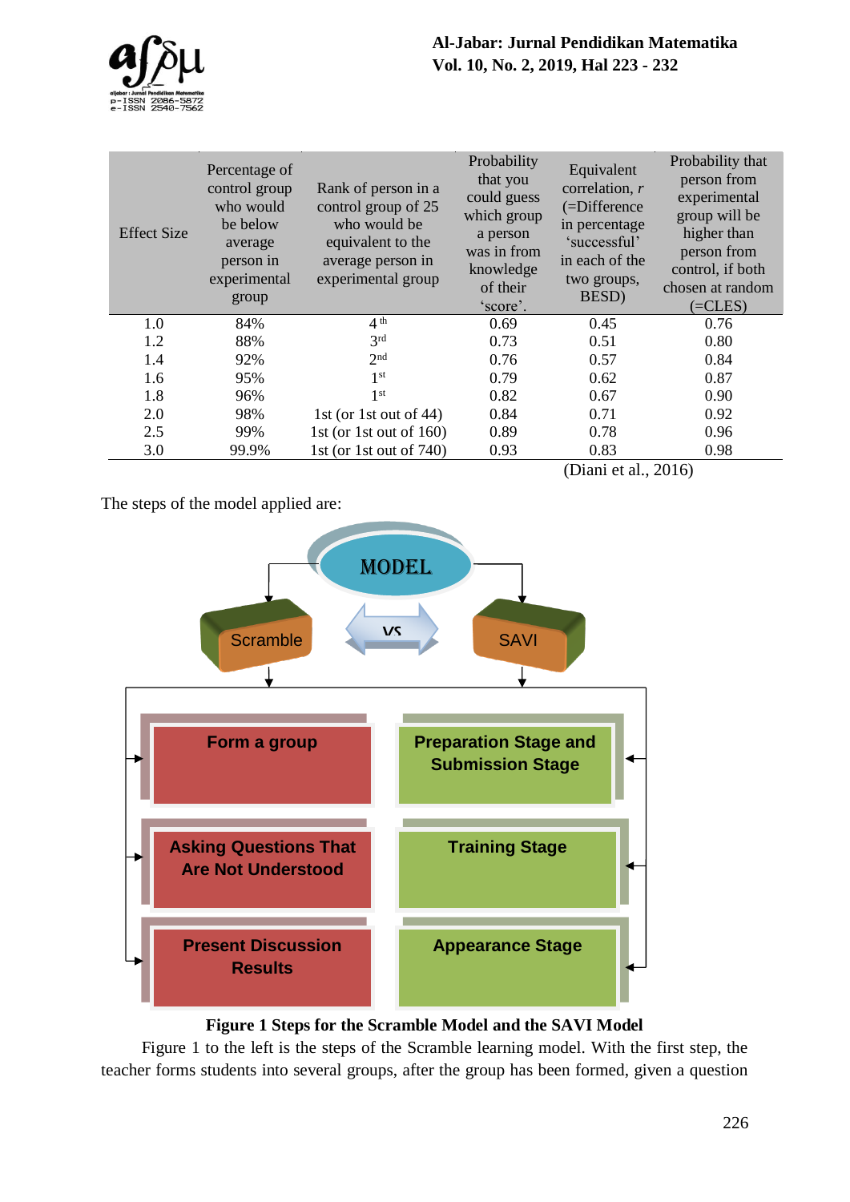| Effect Size | Percentage of control group who would be below average person in experimental group | Rank of person in a control group of 25 who would be equivalent to the average person in experimental group | Probability that you could guess which group a person was in from knowledge of their 'score'. | Equivalent correlation, *r* (=Difference in percentage 'successful' in each of the two groups, BESD) | Probability that person from experimental group will be higher than person from control, if both chosen at random (=CLES) |
|---|---|---|---|---|---|
| 1.0 | 84% | 4th | 0.69 | 0.45 | 0.76 |
| 1.2 | 88% | 3rd | 0.73 | 0.51 | 0.80 |
| 1.4 | 92% | 2nd | 0.76 | 0.57 | 0.84 |
| 1.6 | 95% | 1st | 0.79 | 0.62 | 0.87 |
| 1.8 | 96% | 1st | 0.82 | 0.67 | 0.90 |
| 2.0 | 98% | 1st (or 1st out of 44) | 0.84 | 0.71 | 0.92 |
| 2.5 | 99% | 1st (or 1st out of 160) | 0.89 | 0.78 | 0.96 |
| 3.0 | 99.9% | 1st (or 1st out of 740) | 0.93 | 0.83 | 0.98 |

(Diani et al., 2016)

The steps of the model applied are:

MODEL

Scramble vs SAVI

| Scramble | SAVI |
|---|---|
| Form a group | Preparation Stage and Submission Stage |
| Asking Questions That Are Not Understood | Training Stage |
| Present Discussion Results | Appearance Stage |

**Figure 1 Steps for the Scramble Model and the SAVI Model**

Figure 1 to the left is the steps of the Scramble learning model. With the first step, the teacher forms students into several groups, after the group has been formed, given a question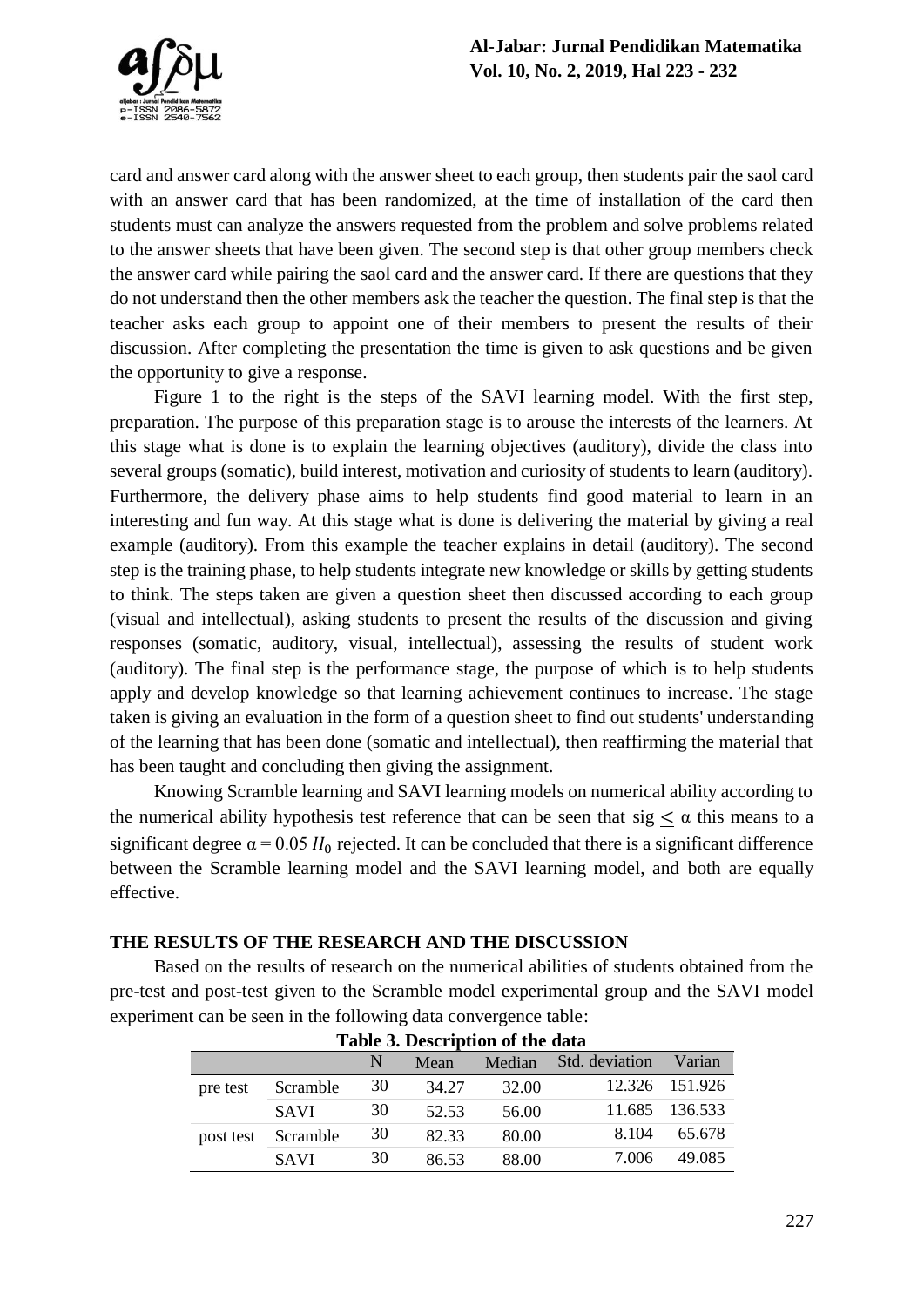card and answer card along with the answer sheet to each group, then students pair the saol card with an answer card that has been randomized, at the time of installation of the card then students must can analyze the answers requested from the problem and solve problems related to the answer sheets that have been given. The second step is that other group members check the answer card while pairing the saol card and the answer card. If there are questions that they do not understand then the other members ask the teacher the question. The final step is that the teacher asks each group to appoint one of their members to present the results of their discussion. After completing the presentation the time is given to ask questions and be given the opportunity to give a response.

Figure 1 to the right is the steps of the SAVI learning model. With the first step, preparation. The purpose of this preparation stage is to arouse the interests of the learners. At this stage what is done is to explain the learning objectives (auditory), divide the class into several groups (somatic), build interest, motivation and curiosity of students to learn (auditory). Furthermore, the delivery phase aims to help students find good material to learn in an interesting and fun way. At this stage what is done is delivering the material by giving a real example (auditory). From this example the teacher explains in detail (auditory). The second step is the training phase, to help students integrate new knowledge or skills by getting students to think. The steps taken are given a question sheet then discussed according to each group (visual and intellectual), asking students to present the results of the discussion and giving responses (somatic, auditory, visual, intellectual), assessing the results of student work (auditory). The final step is the performance stage, the purpose of which is to help students apply and develop knowledge so that learning achievement continues to increase. The stage taken is giving an evaluation in the form of a question sheet to find out students' understanding of the learning that has been done (somatic and intellectual), then reaffirming the material that has been taught and concluding then giving the assignment.

Knowing Scramble learning and SAVI learning models on numerical ability according to the numerical ability hypothesis test reference that can be seen that sig $\leq \alpha$ this means to a significant degree $\alpha = 0.05$ $H_0$ rejected. It can be concluded that there is a significant difference between the Scramble learning model and the SAVI learning model, and both are equally effective.

## THE RESULTS OF THE RESEARCH AND THE DISCUSSION

Based on the results of research on the numerical abilities of students obtained from the pre-test and post-test given to the Scramble model experimental group and the SAVI model experiment can be seen in the following data convergence table:

**Table 3. Description of the data**

| | | N | Mean | Median | Std. deviation | Varian |
|---|---|---|---|---|---|---|
| pre test | Scramble | 30 | 34.27 | 32.00 | 12.326 | 151.926 |
| | SAVI | 30 | 52.53 | 56.00 | 11.685 | 136.533 |
| post test | Scramble | 30 | 82.33 | 80.00 | 8.104 | 65.678 |
| | SAVI | 30 | 86.53 | 88.00 | 7.006 | 49.085 |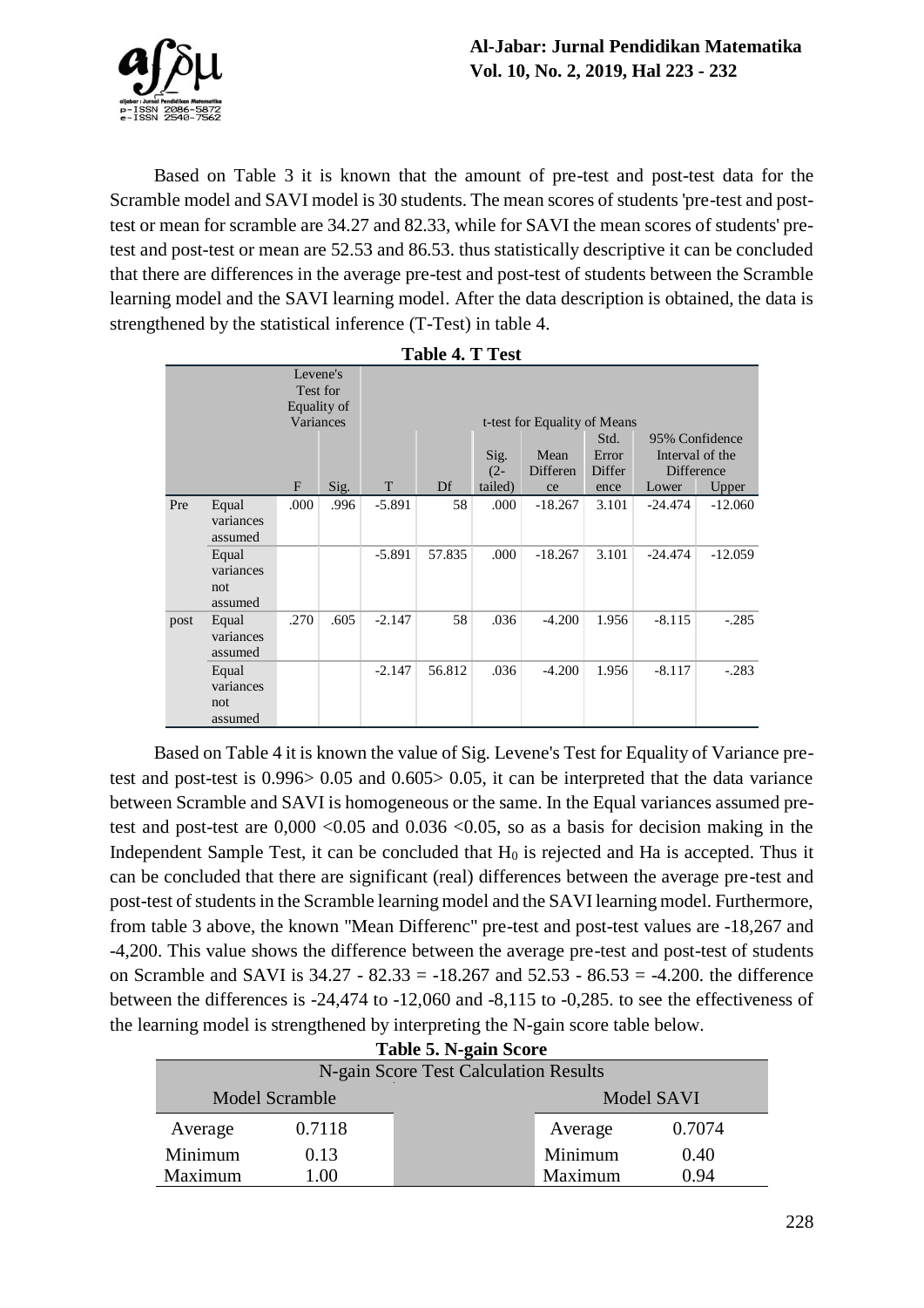Based on Table 3 it is known that the amount of pre-test and post-test data for the Scramble model and SAVI model is 30 students. The mean scores of students 'pre-test and post-test or mean for scramble are 34.27 and 82.33, while for SAVI the mean scores of students' pre-test and post-test or mean are 52.53 and 86.53. thus statistically descriptive it can be concluded that there are differences in the average pre-test and post-test of students between the Scramble learning model and the SAVI learning model. After the data description is obtained, the data is strengthened by the statistical inference (T-Test) in table 4.

**Table 4. T Test**

| | | Levene's Test for Equality of Variances | | t-test for Equality of Means | | | | | | |
|---|---|---|---|---|---|---|---|---|---|---|
| | | | | | | | | | 95% Confidence Interval of the Difference | |
| | | F | Sig. | T | Df | Sig. (2-tailed) | Mean Difference | Std. Error Difference | Lower | Upper |
| Pre | Equal variances assumed | .000 | .996 | -5.891 | 58 | .000 | -18.267 | 3.101 | -24.474 | -12.060 |
| | Equal variances not assumed | | | -5.891 | 57.835 | .000 | -18.267 | 3.101 | -24.474 | -12.059 |
| post | Equal variances assumed | .270 | .605 | -2.147 | 58 | .036 | -4.200 | 1.956 | -8.115 | -.285 |
| | Equal variances not assumed | | | -2.147 | 56.812 | .036 | -4.200 | 1.956 | -8.117 | -.283 |

Based on Table 4 it is known the value of Sig. Levene's Test for Equality of Variance pre-test and post-test is 0.996> 0.05 and 0.605> 0.05, it can be interpreted that the data variance between Scramble and SAVI is homogeneous or the same. In the Equal variances assumed pre-test and post-test are 0,000 <0.05 and 0.036 <0.05, so as a basis for decision making in the Independent Sample Test, it can be concluded that $H_0$ is rejected and Ha is accepted. Thus it can be concluded that there are significant (real) differences between the average pre-test and post-test of students in the Scramble learning model and the SAVI learning model. Furthermore, from table 3 above, the known "Mean Differenc" pre-test and post-test values are -18,267 and -4,200. This value shows the difference between the average pre-test and post-test of students on Scramble and SAVI is 34.27 - 82.33 = -18.267 and 52.53 - 86.53 = -4.200. the difference between the differences is -24,474 to -12,060 and -8,115 to -0,285. to see the effectiveness of the learning model is strengthened by interpreting the N-gain score table below.

**Table 5. N-gain Score**

| N-gain Score Test Calculation Results | | | | |
|---|---|---|---|---|
| Model Scramble | | | Model SAVI | |
| Average | 0.7118 | | Average | 0.7074 |
| Minimum | 0.13 | | Minimum | 0.40 |
| Maximum | 1.00 | | Maximum | 0.94 |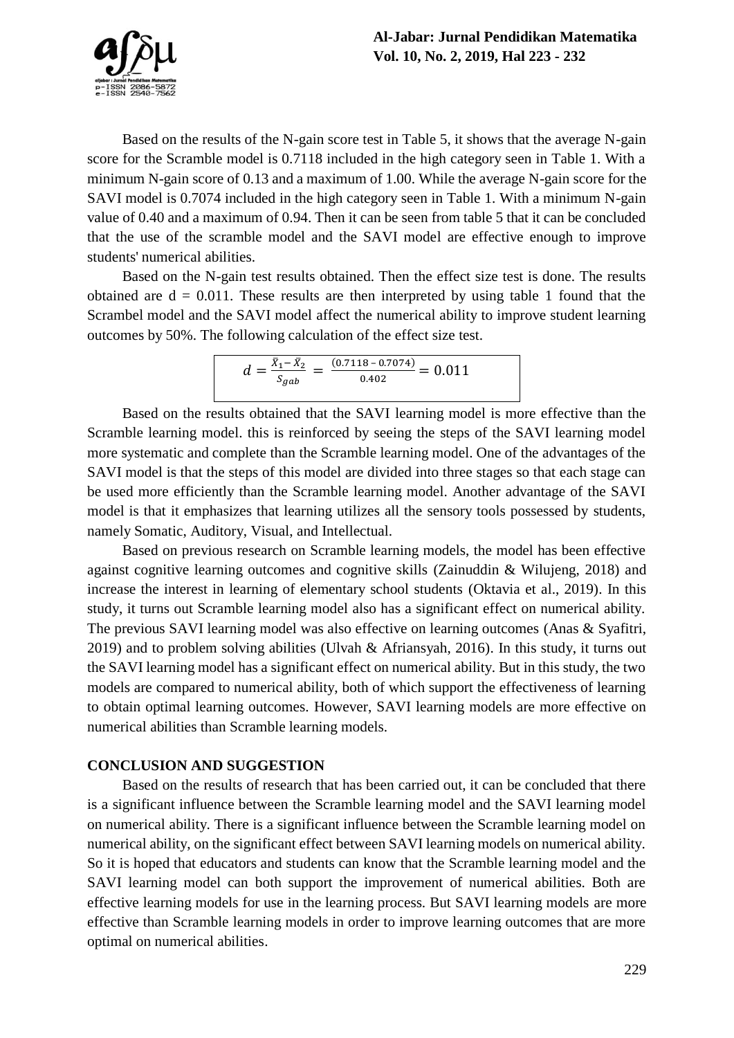Based on the results of the N-gain score test in Table 5, it shows that the average N-gain score for the Scramble model is 0.7118 included in the high category seen in Table 1. With a minimum N-gain score of 0.13 and a maximum of 1.00. While the average N-gain score for the SAVI model is 0.7074 included in the high category seen in Table 1. With a minimum N-gain value of 0.40 and a maximum of 0.94. Then it can be seen from table 5 that it can be concluded that the use of the scramble model and the SAVI model are effective enough to improve students' numerical abilities.

Based on the N-gain test results obtained. Then the effect size test is done. The results obtained are d = 0.011. These results are then interpreted by using table 1 found that the Scrambel model and the SAVI model affect the numerical ability to improve student learning outcomes by 50%. The following calculation of the effect size test.

$$d = \frac{\bar{X}_1 - \bar{X}_2}{S_{gab}} = \frac{(0.7118 - 0.7074)}{0.402} = 0.011$$

Based on the results obtained that the SAVI learning model is more effective than the Scramble learning model. this is reinforced by seeing the steps of the SAVI learning model more systematic and complete than the Scramble learning model. One of the advantages of the SAVI model is that the steps of this model are divided into three stages so that each stage can be used more efficiently than the Scramble learning model. Another advantage of the SAVI model is that it emphasizes that learning utilizes all the sensory tools possessed by students, namely Somatic, Auditory, Visual, and Intellectual.

Based on previous research on Scramble learning models, the model has been effective against cognitive learning outcomes and cognitive skills (Zainuddin & Wilujeng, 2018) and increase the interest in learning of elementary school students (Oktavia et al., 2019). In this study, it turns out Scramble learning model also has a significant effect on numerical ability. The previous SAVI learning model was also effective on learning outcomes (Anas & Syafitri, 2019) and to problem solving abilities (Ulvah & Afriansyah, 2016). In this study, it turns out the SAVI learning model has a significant effect on numerical ability. But in this study, the two models are compared to numerical ability, both of which support the effectiveness of learning to obtain optimal learning outcomes. However, SAVI learning models are more effective on numerical abilities than Scramble learning models.

## CONCLUSION AND SUGGESTION

Based on the results of research that has been carried out, it can be concluded that there is a significant influence between the Scramble learning model and the SAVI learning model on numerical ability. There is a significant influence between the Scramble learning model on numerical ability, on the significant effect between SAVI learning models on numerical ability. So it is hoped that educators and students can know that the Scramble learning model and the SAVI learning model can both support the improvement of numerical abilities. Both are effective learning models for use in the learning process. But SAVI learning models are more effective than Scramble learning models in order to improve learning outcomes that are more optimal on numerical abilities.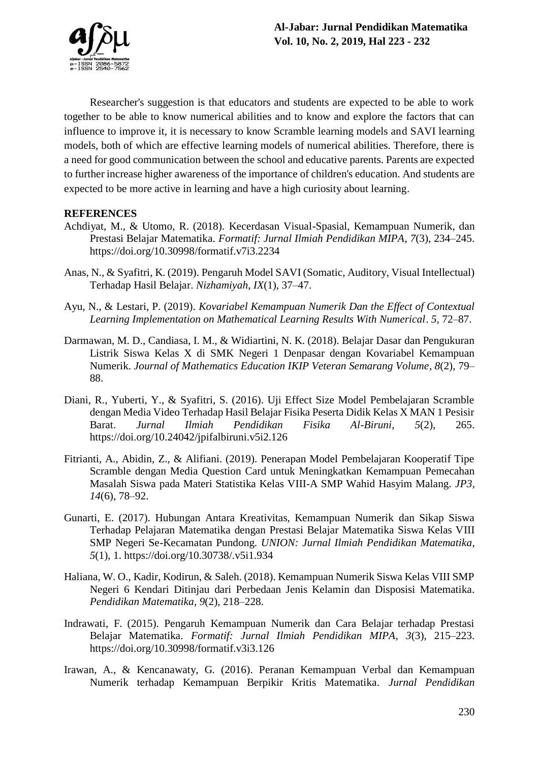Researcher's suggestion is that educators and students are expected to be able to work together to be able to know numerical abilities and to know and explore the factors that can influence to improve it, it is necessary to know Scramble learning models and SAVI learning models, both of which are effective learning models of numerical abilities. Therefore, there is a need for good communication between the school and educative parents. Parents are expected to further increase higher awareness of the importance of children's education. And students are expected to be more active in learning and have a high curiosity about learning.

**REFERENCES**

Achdiyat, M., & Utomo, R. (2018). Kecerdasan Visual-Spasial, Kemampuan Numerik, dan Prestasi Belajar Matematika. *Formatif: Jurnal Ilmiah Pendidikan MIPA*, *7*(3), 234–245. https://doi.org/10.30998/formatif.v7i3.2234

Anas, N., & Syafitri, K. (2019). Pengaruh Model SAVI (Somatic, Auditory, Visual Intellectual) Terhadap Hasil Belajar. *Nizhamiyah*, *IX*(1), 37–47.

Ayu, N., & Lestari, P. (2019). *Kovariabel Kemampuan Numerik Dan the Effect of Contextual Learning Implementation on Mathematical Learning Results With Numerical*. *5*, 72–87.

Darmawan, M. D., Candiasa, I. M., & Widiartini, N. K. (2018). Belajar Dasar dan Pengukuran Listrik Siswa Kelas X di SMK Negeri 1 Denpasar dengan Kovariabel Kemampuan Numerik. *Journal of Mathematics Education IKIP Veteran Semarang Volume*, *8*(2), 79–88.

Diani, R., Yuberti, Y., & Syafitri, S. (2016). Uji Effect Size Model Pembelajaran Scramble dengan Media Video Terhadap Hasil Belajar Fisika Peserta Didik Kelas X MAN 1 Pesisir Barat. *Jurnal Ilmiah Pendidikan Fisika Al-Biruni*, *5*(2), 265. https://doi.org/10.24042/jpifalbiruni.v5i2.126

Fitrianti, A., Abidin, Z., & Alifiani. (2019). Penerapan Model Pembelajaran Kooperatif Tipe Scramble dengan Media Question Card untuk Meningkatkan Kemampuan Pemecahan Masalah Siswa pada Materi Statistika Kelas VIII-A SMP Wahid Hasyim Malang. *JP3*, *14*(6), 78–92.

Gunarti, E. (2017). Hubungan Antara Kreativitas, Kemampuan Numerik dan Sikap Siswa Terhadap Pelajaran Matematika dengan Prestasi Belajar Matematika Siswa Kelas VIII SMP Negeri Se-Kecamatan Pundong. *UNION: Jurnal Ilmiah Pendidikan Matematika*, *5*(1), 1. https://doi.org/10.30738/.v5i1.934

Haliana, W. O., Kadir, Kodirun, & Saleh. (2018). Kemampuan Numerik Siswa Kelas VIII SMP Negeri 6 Kendari Ditinjau dari Perbedaan Jenis Kelamin dan Disposisi Matematika. *Pendidikan Matematika*, *9*(2), 218–228.

Indrawati, F. (2015). Pengaruh Kemampuan Numerik dan Cara Belajar terhadap Prestasi Belajar Matematika. *Formatif: Jurnal Ilmiah Pendidikan MIPA*, *3*(3), 215–223. https://doi.org/10.30998/formatif.v3i3.126

Irawan, A., & Kencanawaty, G. (2016). Peranan Kemampuan Verbal dan Kemampuan Numerik terhadap Kemampuan Berpikir Kritis Matematika. *Jurnal Pendidikan*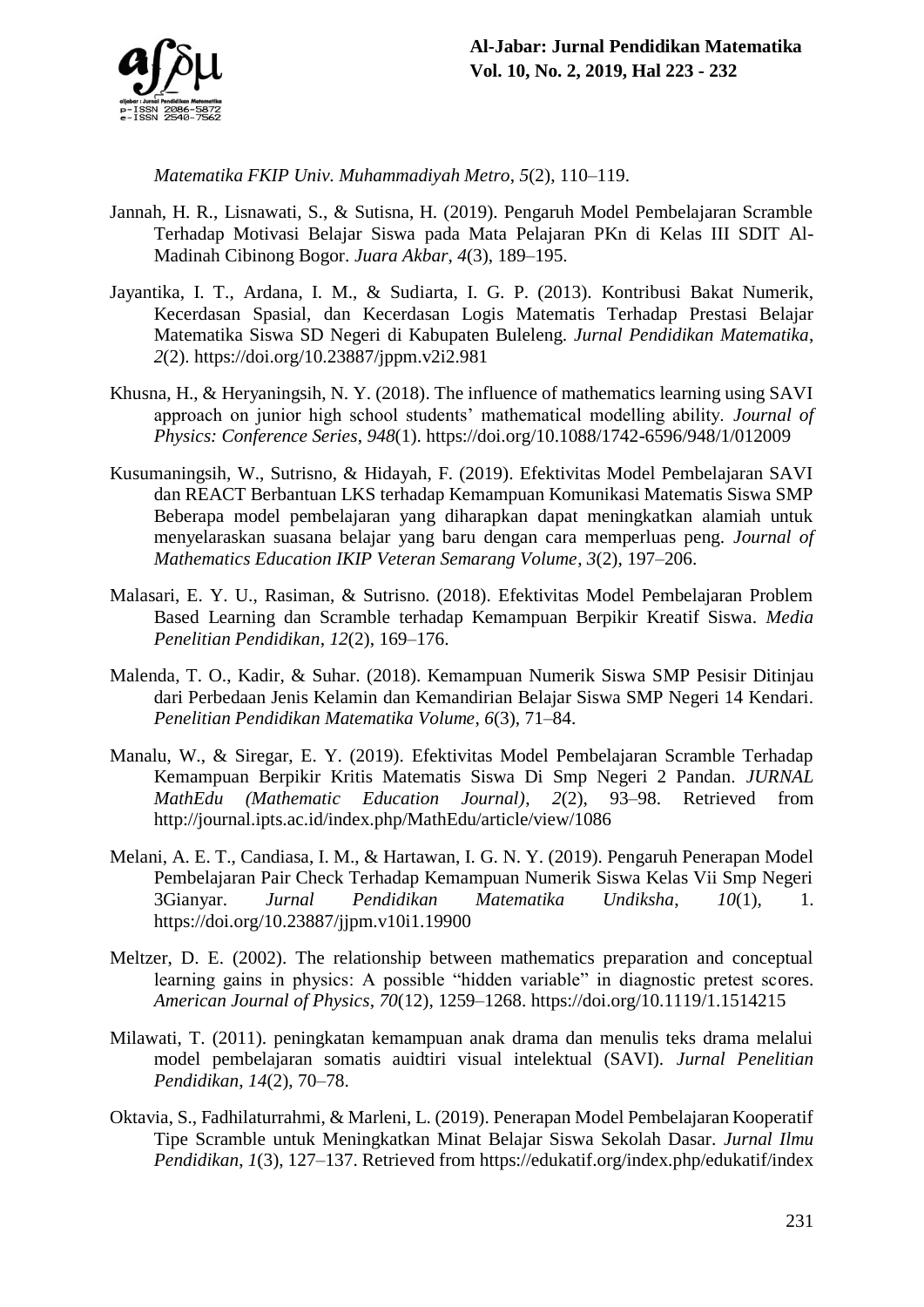*Matematika FKIP Univ. Muhammadiyah Metro*, *5*(2), 110–119.

Jannah, H. R., Lisnawati, S., & Sutisna, H. (2019). Pengaruh Model Pembelajaran Scramble Terhadap Motivasi Belajar Siswa pada Mata Pelajaran PKn di Kelas III SDIT Al-Madinah Cibinong Bogor. *Juara Akbar*, *4*(3), 189–195.

Jayantika, I. T., Ardana, I. M., & Sudiarta, I. G. P. (2013). Kontribusi Bakat Numerik, Kecerdasan Spasial, dan Kecerdasan Logis Matematis Terhadap Prestasi Belajar Matematika Siswa SD Negeri di Kabupaten Buleleng. *Jurnal Pendidikan Matematika*, *2*(2). https://doi.org/10.23887/jppm.v2i2.981

Khusna, H., & Heryaningsih, N. Y. (2018). The influence of mathematics learning using SAVI approach on junior high school students' mathematical modelling ability. *Journal of Physics: Conference Series*, *948*(1). https://doi.org/10.1088/1742-6596/948/1/012009

Kusumaningsih, W., Sutrisno, & Hidayah, F. (2019). Efektivitas Model Pembelajaran SAVI dan REACT Berbantuan LKS terhadap Kemampuan Komunikasi Matematis Siswa SMP Beberapa model pembelajaran yang diharapkan dapat meningkatkan alamiah untuk menyelaraskan suasana belajar yang baru dengan cara memperluas peng. *Journal of Mathematics Education IKIP Veteran Semarang Volume*, *3*(2), 197–206.

Malasari, E. Y. U., Rasiman, & Sutrisno. (2018). Efektivitas Model Pembelajaran Problem Based Learning dan Scramble terhadap Kemampuan Berpikir Kreatif Siswa. *Media Penelitian Pendidikan*, *12*(2), 169–176.

Malenda, T. O., Kadir, & Suhar. (2018). Kemampuan Numerik Siswa SMP Pesisir Ditinjau dari Perbedaan Jenis Kelamin dan Kemandirian Belajar Siswa SMP Negeri 14 Kendari. *Penelitian Pendidikan Matematika Volume*, *6*(3), 71–84.

Manalu, W., & Siregar, E. Y. (2019). Efektivitas Model Pembelajaran Scramble Terhadap Kemampuan Berpikir Kritis Matematis Siswa Di Smp Negeri 2 Pandan. *JURNAL MathEdu (Mathematic Education Journal)*, *2*(2), 93–98. Retrieved from http://journal.ipts.ac.id/index.php/MathEdu/article/view/1086

Melani, A. E. T., Candiasa, I. M., & Hartawan, I. G. N. Y. (2019). Pengaruh Penerapan Model Pembelajaran Pair Check Terhadap Kemampuan Numerik Siswa Kelas Vii Smp Negeri 3Gianyar. *Jurnal Pendidikan Matematika Undiksha*, *10*(1), 1. https://doi.org/10.23887/jjpm.v10i1.19900

Meltzer, D. E. (2002). The relationship between mathematics preparation and conceptual learning gains in physics: A possible "hidden variable" in diagnostic pretest scores. *American Journal of Physics*, *70*(12), 1259–1268. https://doi.org/10.1119/1.1514215

Milawati, T. (2011). peningkatan kemampuan anak drama dan menulis teks drama melalui model pembelajaran somatis auidtiri visual intelektual (SAVI). *Jurnal Penelitian Pendidikan*, *14*(2), 70–78.

Oktavia, S., Fadhilaturrahmi, & Marleni, L. (2019). Penerapan Model Pembelajaran Kooperatif Tipe Scramble untuk Meningkatkan Minat Belajar Siswa Sekolah Dasar. *Jurnal Ilmu Pendidikan*, *1*(3), 127–137. Retrieved from https://edukatif.org/index.php/edukatif/index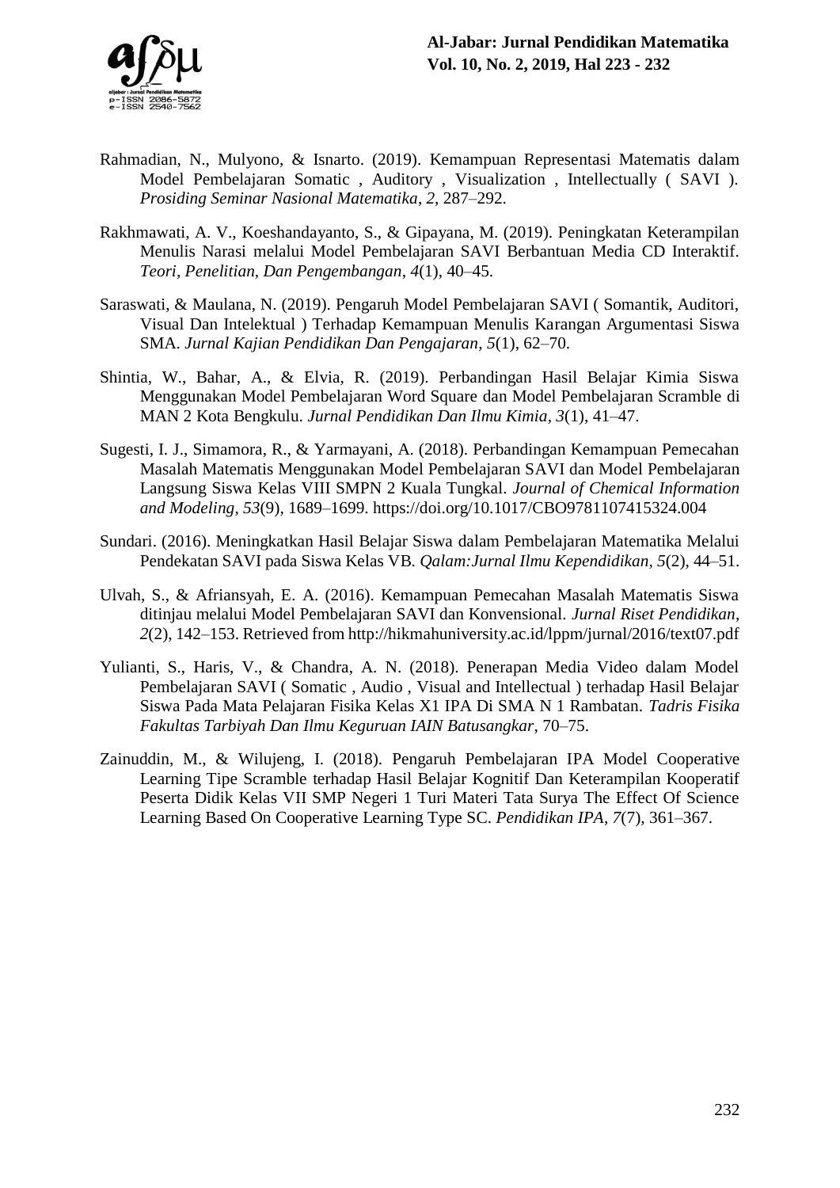Rahmadian, N., Mulyono, & Isnarto. (2019). Kemampuan Representasi Matematis dalam Model Pembelajaran Somatic , Auditory , Visualization , Intellectually ( SAVI ). *Prosiding Seminar Nasional Matematika*, *2*, 287–292.

Rakhmawati, A. V., Koeshandayanto, S., & Gipayana, M. (2019). Peningkatan Keterampilan Menulis Narasi melalui Model Pembelajaran SAVI Berbantuan Media CD Interaktif. *Teori, Penelitian, Dan Pengembangan*, *4*(1), 40–45.

Saraswati, & Maulana, N. (2019). Pengaruh Model Pembelajaran SAVI ( Somantik, Auditori, Visual Dan Intelektual ) Terhadap Kemampuan Menulis Karangan Argumentasi Siswa SMA. *Jurnal Kajian Pendidikan Dan Pengajaran*, *5*(1), 62–70.

Shintia, W., Bahar, A., & Elvia, R. (2019). Perbandingan Hasil Belajar Kimia Siswa Menggunakan Model Pembelajaran Word Square dan Model Pembelajaran Scramble di MAN 2 Kota Bengkulu. *Jurnal Pendidikan Dan Ilmu Kimia*, *3*(1), 41–47.

Sugesti, I. J., Simamora, R., & Yarmayani, A. (2018). Perbandingan Kemampuan Pemecahan Masalah Matematis Menggunakan Model Pembelajaran SAVI dan Model Pembelajaran Langsung Siswa Kelas VIII SMPN 2 Kuala Tungkal. *Journal of Chemical Information and Modeling*, *53*(9), 1689–1699. https://doi.org/10.1017/CBO9781107415324.004

Sundari. (2016). Meningkatkan Hasil Belajar Siswa dalam Pembelajaran Matematika Melalui Pendekatan SAVI pada Siswa Kelas VB. *Qalam:Jurnal Ilmu Kependidikan*, *5*(2), 44–51.

Ulvah, S., & Afriansyah, E. A. (2016). Kemampuan Pemecahan Masalah Matematis Siswa ditinjau melalui Model Pembelajaran SAVI dan Konvensional. *Jurnal Riset Pendidikan*, *2*(2), 142–153. Retrieved from http://hikmahuniversity.ac.id/lppm/jurnal/2016/text07.pdf

Yulianti, S., Haris, V., & Chandra, A. N. (2018). Penerapan Media Video dalam Model Pembelajaran SAVI ( Somatic , Audio , Visual and Intellectual ) terhadap Hasil Belajar Siswa Pada Mata Pelajaran Fisika Kelas X1 IPA Di SMA N 1 Rambatan. *Tadris Fisika Fakultas Tarbiyah Dan Ilmu Keguruan IAIN Batusangkar*, 70–75.

Zainuddin, M., & Wilujeng, I. (2018). Pengaruh Pembelajaran IPA Model Cooperative Learning Tipe Scramble terhadap Hasil Belajar Kognitif Dan Keterampilan Kooperatif Peserta Didik Kelas VII SMP Negeri 1 Turi Materi Tata Surya The Effect Of Science Learning Based On Cooperative Learning Type SC. *Pendidikan IPA*, *7*(7), 361–367.